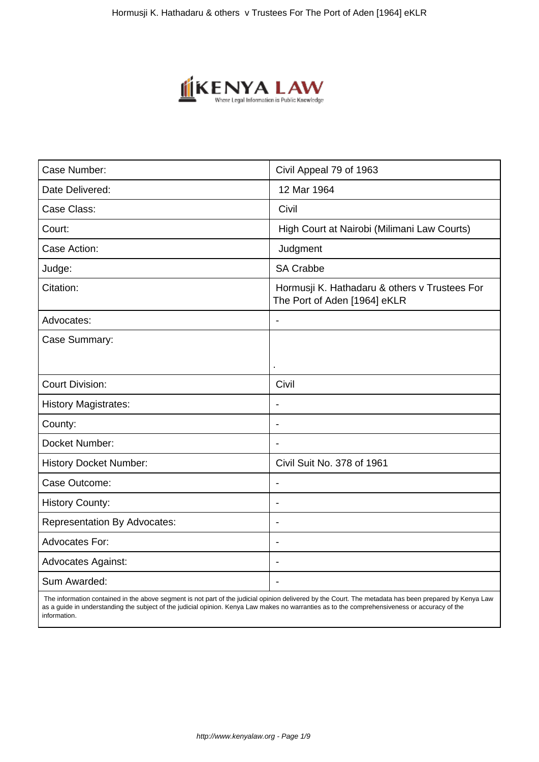| Case Number: | Civil Appeal 79 of 1963 |
| --- | --- |
| Date Delivered: | 12 Mar 1964 |
| Case Class: | Civil |
| Court: | High Court at Nairobi (Milimani Law Courts) |
| Case Action: | Judgment |
| Judge: | SA Crabbe |
| Citation: | Hormusji K. Hathadaru & others v Trustees For The Port of Aden [1964] eKLR |
| Advocates: | - |
| Case Summary: | . |
| Court Division: | Civil |
| History Magistrates: | - |
| County: | - |
| Docket Number: | - |
| History Docket Number: | Civil Suit No. 378 of 1961 |
| Case Outcome: | - |
| History County: | - |
| Representation By Advocates: | - |
| Advocates For: | - |
| Advocates Against: | - |
| Sum Awarded: | - |

The information contained in the above segment is not part of the judicial opinion delivered by the Court. The metadata has been prepared by Kenya Law as a guide in understanding the subject of the judicial opinion. Kenya Law makes no warranties as to the comprehensiveness or accuracy of the information.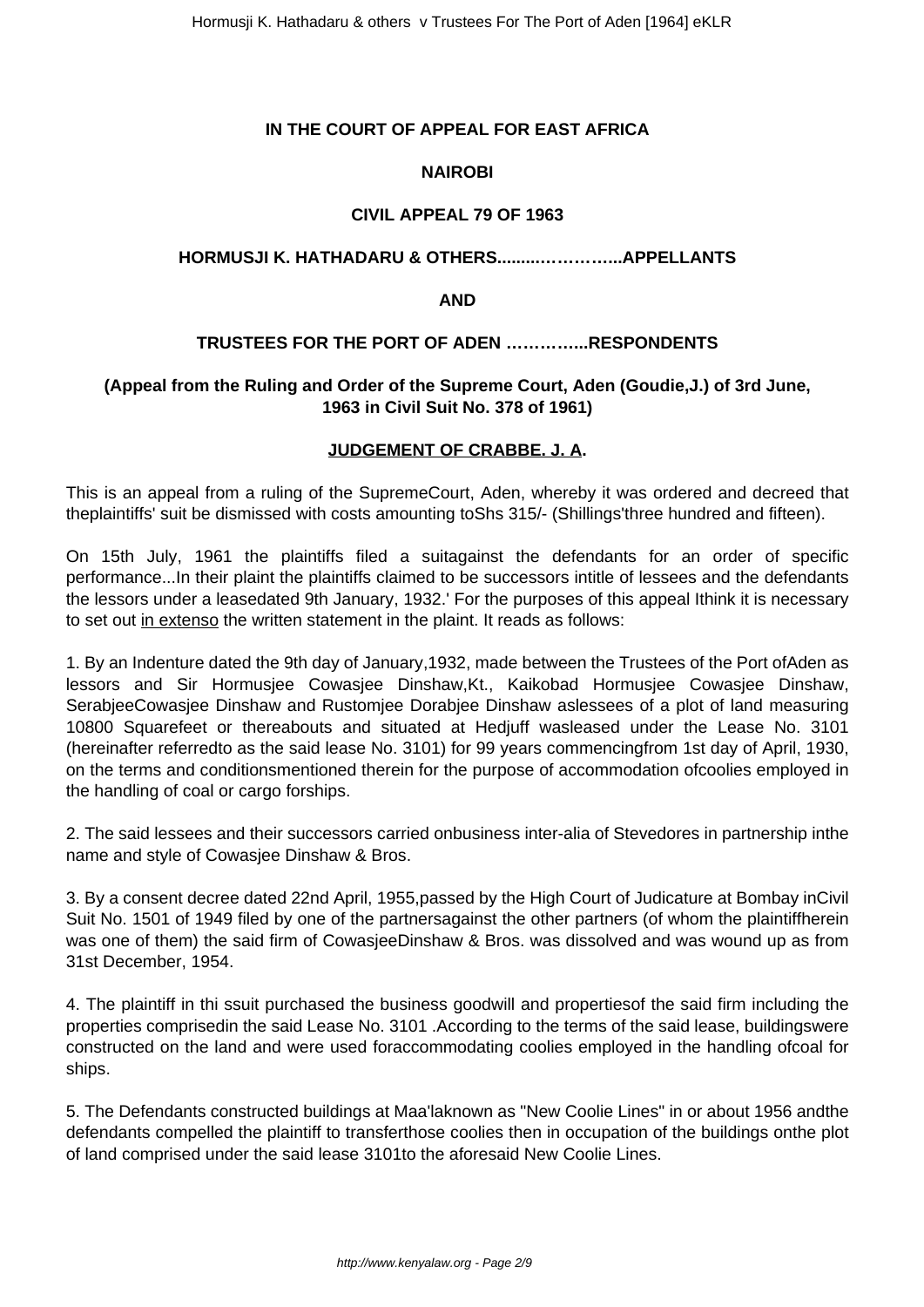**IN THE COURT OF APPEAL FOR EAST AFRICA**

**NAIROBI**

**CIVIL APPEAL 79 OF 1963**

**HORMUSJI K. HATHADARU & OTHERS........…………..APPELLANTS**

**AND**

**TRUSTEES FOR THE PORT OF ADEN …………...RESPONDENTS**

**(Appeal from the Ruling and Order of the Supreme Court, Aden (Goudie,J.) of 3rd June, 1963 in Civil Suit No. 378 of 1961)**

**<u>JUDGEMENT OF CRABBE. J. A</u>.**

This is an appeal from a ruling of the SupremeCourt, Aden, whereby it was ordered and decreed that theplaintiffs' suit be dismissed with costs amounting toShs 315/- (Shillings'three hundred and fifteen).

On 15th July, 1961 the plaintiffs filed a suitagainst the defendants for an order of specific performance...In their plaint the plaintiffs claimed to be successors intitle of lessees and the defendants the lessors under a leasedated 9th January, 1932.' For the purposes of this appeal Ithink it is necessary to set out <u>in extenso</u> the written statement in the plaint. It reads as follows:

1. By an Indenture dated the 9th day of January,1932, made between the Trustees of the Port ofAden as lessors and Sir Hormusjee Cowasjee Dinshaw,Kt., Kaikobad Hormusjee Cowasjee Dinshaw, SerabjeeCowasjee Dinshaw and Rustomjee Dorabjee Dinshaw aslessees of a plot of land measuring 10800 Squarefeet or thereabouts and situated at Hedjuff wasleased under the Lease No. 3101 (hereinafter referredto as the said lease No. 3101) for 99 years commencingfrom 1st day of April, 1930, on the terms and conditionsmentioned therein for the purpose of accommodation ofcoolies employed in the handling of coal or cargo forships.

2. The said lessees and their successors carried onbusiness inter-alia of Stevedores in partnership inthe name and style of Cowasjee Dinshaw & Bros.

3. By a consent decree dated 22nd April, 1955,passed by the High Court of Judicature at Bombay inCivil Suit No. 1501 of 1949 filed by one of the partnersagainst the other partners (of whom the plaintiffherein was one of them) the said firm of CowasjeeDinshaw & Bros. was dissolved and was wound up as from 31st December, 1954.

4. The plaintiff in thi ssuit purchased the business goodwill and propertiesof the said firm including the properties comprisedin the said Lease No. 3101 .According to the terms of the said lease, buildingswere constructed on the land and were used foraccommodating coolies employed in the handling ofcoal for ships.

5. The Defendants constructed buildings at Maa'laknown as "New Coolie Lines" in or about 1956 andthe defendants compelled the plaintiff to transferthose coolies then in occupation of the buildings onthe plot of land comprised under the said lease 3101to the aforesaid New Coolie Lines.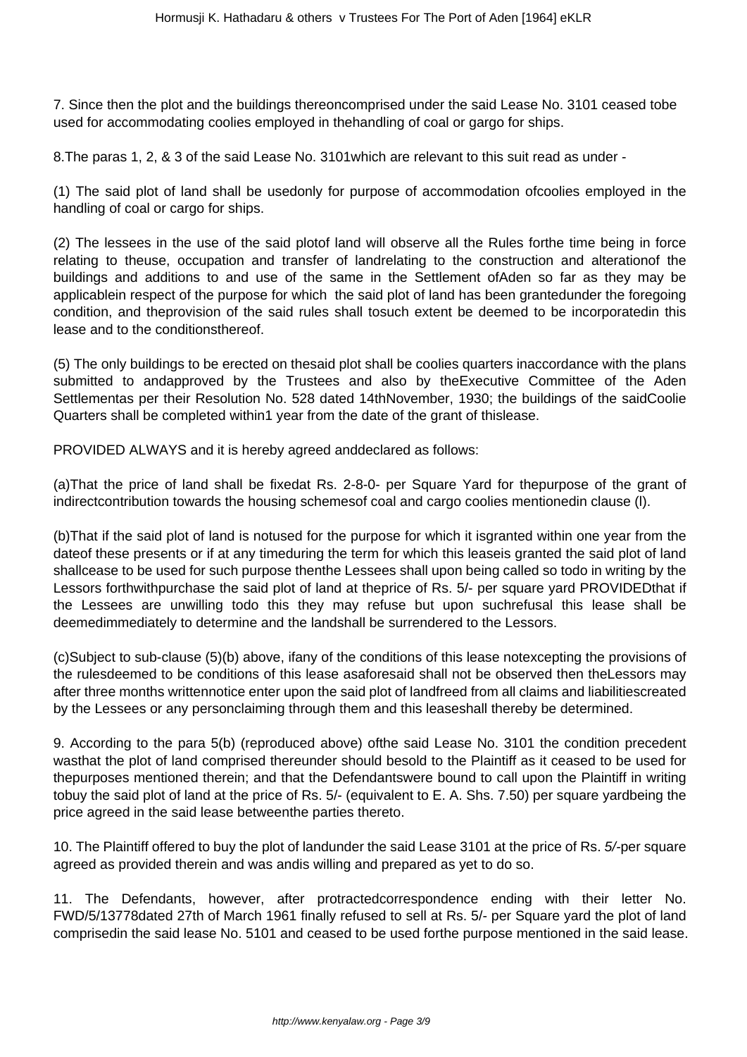7. Since then the plot and the buildings thereoncomprised under the said Lease No. 3101 ceased tobe used for accommodating coolies employed in thehandling of coal or gargo for ships.

8.The paras 1, 2, & 3 of the said Lease No. 3101which are relevant to this suit read as under -

(1) The said plot of land shall be usedonly for purpose of accommodation ofcoolies employed in the handling of coal or cargo for ships.

(2) The lessees in the use of the said plotof land will observe all the Rules forthe time being in force relating to theuse, occupation and transfer of landrelating to the construction and alterationof the buildings and additions to and use of the same in the Settlement ofAden so far as they may be applicablein respect of the purpose for which the said plot of land has been grantedunder the foregoing condition, and theprovision of the said rules shall tosuch extent be deemed to be incorporatedin this lease and to the conditionsthereof.

(5) The only buildings to be erected on thesaid plot shall be coolies quarters inaccordance with the plans submitted to andapproved by the Trustees and also by theExecutive Committee of the Aden Settlementas per their Resolution No. 528 dated 14thNovember, 1930; the buildings of the saidCoolie Quarters shall be completed within1 year from the date of the grant of thislease.

PROVIDED ALWAYS and it is hereby agreed anddeclared as follows:

(a)That the price of land shall be fixedat Rs. 2-8-0- per Square Yard for thepurpose of the grant of indirectcontribution towards the housing schemesof coal and cargo coolies mentionedin clause (l).

(b)That if the said plot of land is notused for the purpose for which it isgranted within one year from the dateof these presents or if at any timeduring the term for which this leaseis granted the said plot of land shallcease to be used for such purpose thenthe Lessees shall upon being called so todo in writing by the Lessors forthwithpurchase the said plot of land at theprice of Rs. 5/- per square yard PROVIDEDthat if the Lessees are unwilling todo this they may refuse but upon suchrefusal this lease shall be deemedimmediately to determine and the landshall be surrendered to the Lessors.

(c)Subject to sub-clause (5)(b) above, ifany of the conditions of this lease notexcepting the provisions of the rulesdeemed to be conditions of this lease asaforesaid shall not be observed then theLessors may after three months writtennotice enter upon the said plot of landfreed from all claims and liabilitiescreated by the Lessees or any personclaiming through them and this leaseshall thereby be determined.

9. According to the para 5(b) (reproduced above) ofthe said Lease No. 3101 the condition precedent wasthat the plot of land comprised thereunder should besold to the Plaintiff as it ceased to be used for thepurposes mentioned therein; and that the Defendantswere bound to call upon the Plaintiff in writing tobuy the said plot of land at the price of Rs. 5/- (equivalent to E. A. Shs. 7.50) per square yardbeing the price agreed in the said lease betweenthe parties thereto.

10. The Plaintiff offered to buy the plot of landunder the said Lease 3101 at the price of Rs. *5/*-per square agreed as provided therein and was andis willing and prepared as yet to do so.

11. The Defendants, however, after protractedcorrespondence ending with their letter No. FWD/5/13778dated 27th of March 1961 finally refused to sell at Rs. 5/- per Square yard the plot of land comprisedin the said lease No. 5101 and ceased to be used forthe purpose mentioned in the said lease.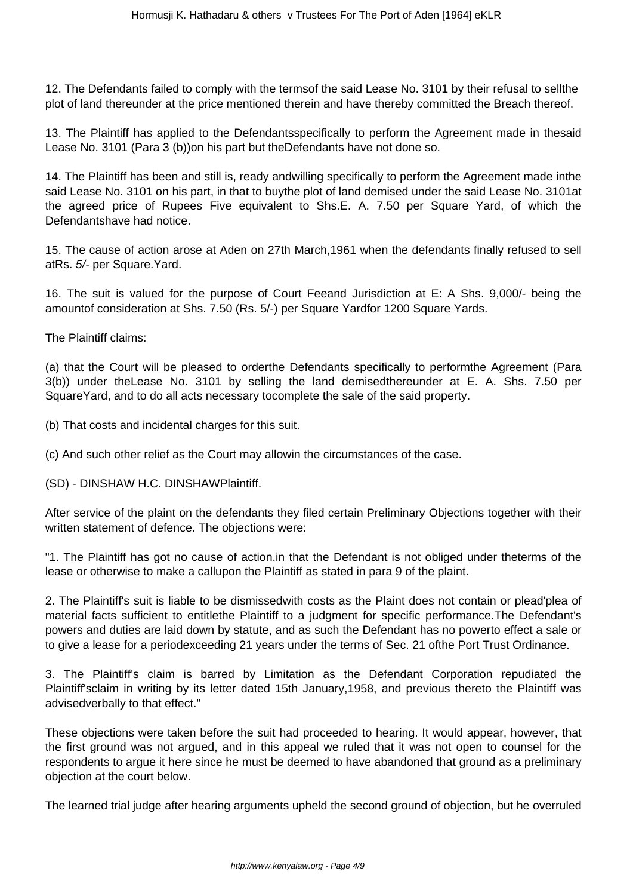12. The Defendants failed to comply with the termsof the said Lease No. 3101 by their refusal to sellthe plot of land thereunder at the price mentioned therein and have thereby committed the Breach thereof.

13. The Plaintiff has applied to the Defendantsspecifically to perform the Agreement made in thesaid Lease No. 3101 (Para 3 (b))on his part but theDefendants have not done so.

14. The Plaintiff has been and still is, ready andwilling specifically to perform the Agreement made inthe said Lease No. 3101 on his part, in that to buythe plot of land demised under the said Lease No. 3101at the agreed price of Rupees Five equivalent to Shs.E. A. 7.50 per Square Yard, of which the Defendantshave had notice.

15. The cause of action arose at Aden on 27th March,1961 when the defendants finally refused to sell atRs. *5/-* per Square.Yard.

16. The suit is valued for the purpose of Court Feeand Jurisdiction at E: A Shs. 9,000/- being the amountof consideration at Shs. 7.50 (Rs. 5/-) per Square Yardfor 1200 Square Yards.

The Plaintiff claims:

(a) that the Court will be pleased to orderthe Defendants specifically to performthe Agreement (Para 3(b)) under theLease No. 3101 by selling the land demisedthereunder at E. A. Shs. 7.50 per SquareYard, and to do all acts necessary tocomplete the sale of the said property.

(b) That costs and incidental charges for this suit.

(c) And such other relief as the Court may allowin the circumstances of the case.

(SD) - DINSHAW H.C. DINSHAWPlaintiff.

After service of the plaint on the defendants they filed certain Preliminary Objections together with their written statement of defence. The objections were:

"1. The Plaintiff has got no cause of action.in that the Defendant is not obliged under theterms of the lease or otherwise to make a callupon the Plaintiff as stated in para 9 of the plaint.

2. The Plaintiff's suit is liable to be dismissedwith costs as the Plaint does not contain or plead'plea of material facts sufficient to entitlethe Plaintiff to a judgment for specific performance.The Defendant's powers and duties are laid down by statute, and as such the Defendant has no powerto effect a sale or to give a lease for a periodexceeding 21 years under the terms of Sec. 21 ofthe Port Trust Ordinance.

3. The Plaintiff's claim is barred by Limitation as the Defendant Corporation repudiated the Plaintiff'sclaim in writing by its letter dated 15th January,1958, and previous thereto the Plaintiff was advisedverbally to that effect."

These objections were taken before the suit had proceeded to hearing. It would appear, however, that the first ground was not argued, and in this appeal we ruled that it was not open to counsel for the respondents to argue it here since he must be deemed to have abandoned that ground as a preliminary objection at the court below.

The learned trial judge after hearing arguments upheld the second ground of objection, but he overruled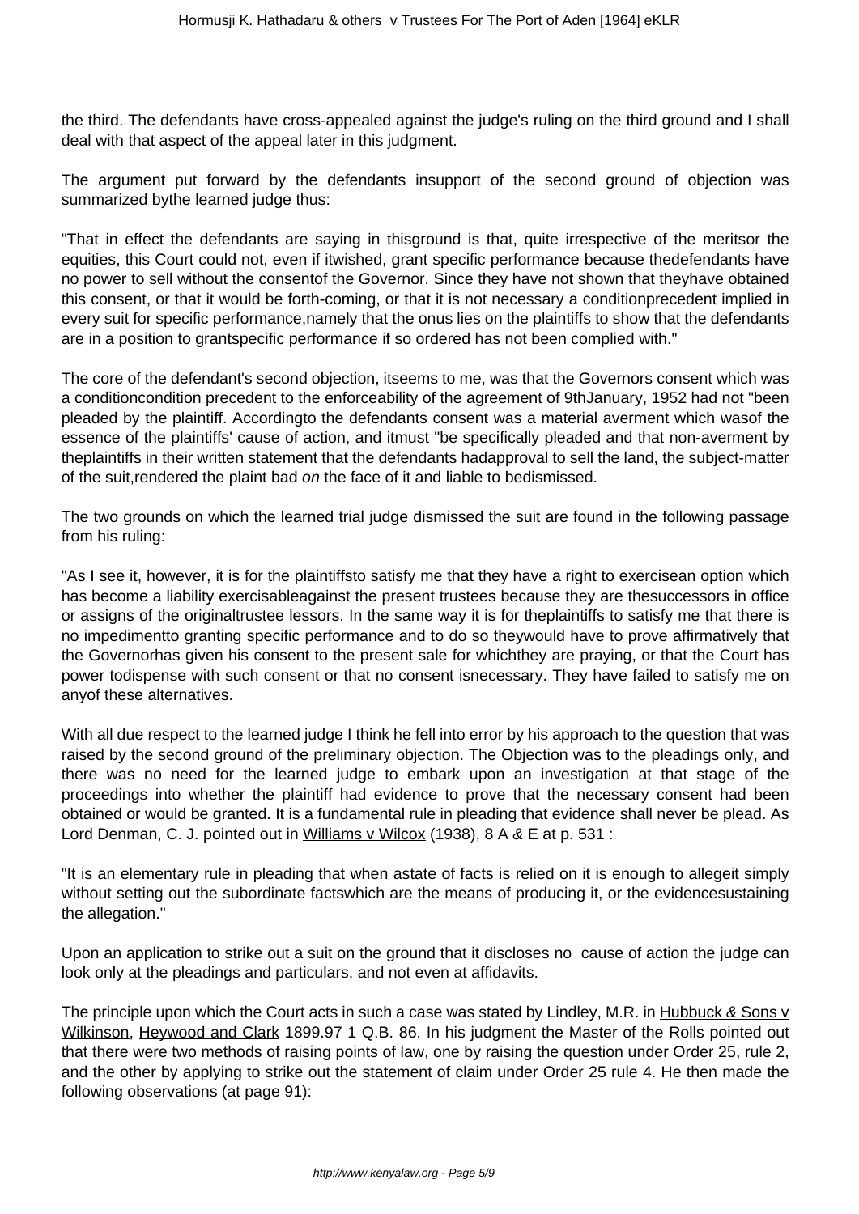the third. The defendants have cross-appealed against the judge's ruling on the third ground and I shall deal with that aspect of the appeal later in this judgment.

The argument put forward by the defendants insupport of the second ground of objection was summarized bythe learned judge thus:

"That in effect the defendants are saying in thisground is that, quite irrespective of the meritsor the equities, this Court could not, even if itwished, grant specific performance because thedefendants have no power to sell without the consentof the Governor. Since they have not shown that theyhave obtained this consent, or that it would be forth-coming, or that it is not necessary a conditionprecedent implied in every suit for specific performance,namely that the onus lies on the plaintiffs to show that the defendants are in a position to grantspecific performance if so ordered has not been complied with."

The core of the defendant's second objection, itseems to me, was that the Governors consent which was a conditioncondition precedent to the enforceability of the agreement of 9thJanuary, 1952 had not "been pleaded by the plaintiff. Accordingto the defendants consent was a material averment which wasof the essence of the plaintiffs' cause of action, and itmust "be specifically pleaded and that non-averment by theplaintiffs in their written statement that the defendants hadapproval to sell the land, the subject-matter of the suit,rendered the plaint bad *on* the face of it and liable to bedismissed.

The two grounds on which the learned trial judge dismissed the suit are found in the following passage from his ruling:

"As I see it, however, it is for the plaintiffsto satisfy me that they have a right to exercisean option which has become a liability exercisableagainst the present trustees because they are thesuccessors in office or assigns of the originaltrustee lessors. In the same way it is for theplaintiffs to satisfy me that there is no impedimentto granting specific performance and to do so theywould have to prove affirmatively that the Governorhas given his consent to the present sale for whichthey are praying, or that the Court has power todispense with such consent or that no consent isnecessary. They have failed to satisfy me on anyof these alternatives.

With all due respect to the learned judge I think he fell into error by his approach to the question that was raised by the second ground of the preliminary objection. The Objection was to the pleadings only, and there was no need for the learned judge to embark upon an investigation at that stage of the proceedings into whether the plaintiff had evidence to prove that the necessary consent had been obtained or would be granted. It is a fundamental rule in pleading that evidence shall never be plead. As Lord Denman, C. J. pointed out in Williams v Wilcox (1938), 8 A *&* E at p. 531 :

"It is an elementary rule in pleading that when astate of facts is relied on it is enough to allegeit simply without setting out the subordinate factswhich are the means of producing it, or the evidencesustaining the allegation."

Upon an application to strike out a suit on the ground that it discloses no cause of action the judge can look only at the pleadings and particulars, and not even at affidavits.

The principle upon which the Court acts in such a case was stated by Lindley, M.R. in Hubbuck *&* Sons v Wilkinson, Heywood and Clark 1899.97 1 Q.B. 86. In his judgment the Master of the Rolls pointed out that there were two methods of raising points of law, one by raising the question under Order 25, rule 2, and the other by applying to strike out the statement of claim under Order 25 rule 4. He then made the following observations (at page 91):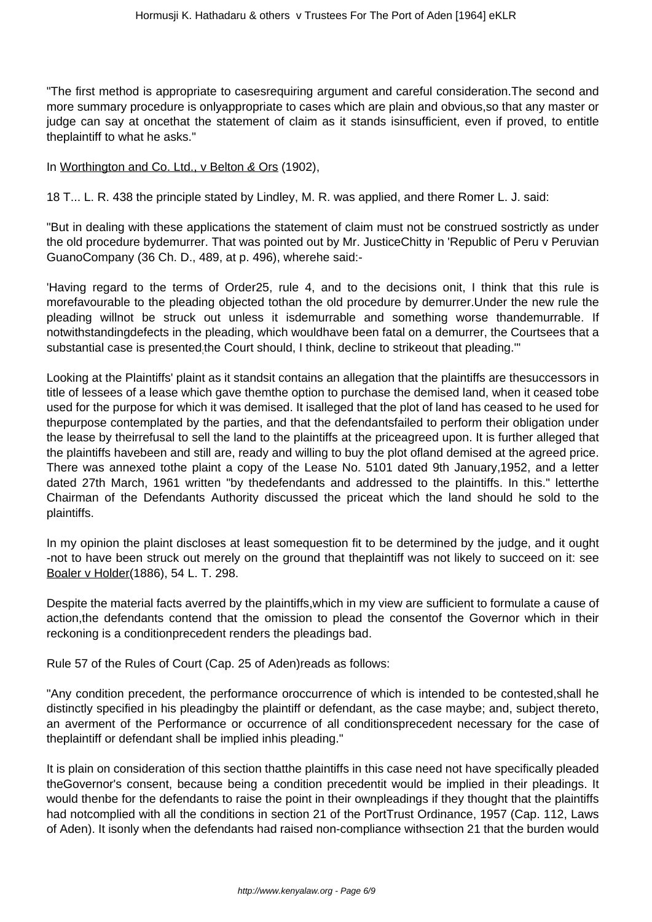"The first method is appropriate to casesrequiring argument and careful consideration.The second and more summary procedure is onlyappropriate to cases which are plain and obvious,so that any master or judge can say at oncethat the statement of claim as it stands isinsufficient, even if proved, to entitle theplaintiff to what he asks."

In Worthington and Co. Ltd., v Belton & Ors (1902),

18 T... L. R. 438 the principle stated by Lindley, M. R. was applied, and there Romer L. J. said:

"But in dealing with these applications the statement of claim must not be construed sostrictly as under the old procedure bydemurrer. That was pointed out by Mr. JusticeChitty in 'Republic of Peru v Peruvian GuanoCompany (36 Ch. D., 489, at p. 496), wherehe said:-

'Having regard to the terms of Order25, rule 4, and to the decisions onit, I think that this rule is morefavourable to the pleading objected tothan the old procedure by demurrer.Under the new rule the pleading willnot be struck out unless it isdemurrable and something worse thandemurrable. If notwithstandingdefects in the pleading, which wouldhave been fatal on a demurrer, the Courtsees that a substantial case is presented,the Court should, I think, decline to strikeout that pleading.'"

Looking at the Plaintiffs' plaint as it standsit contains an allegation that the plaintiffs are thesuccessors in title of lessees of a lease which gave themthe option to purchase the demised land, when it ceased tobe used for the purpose for which it was demised. It isalleged that the plot of land has ceased to he used for thepurpose contemplated by the parties, and that the defendantsfailed to perform their obligation under the lease by theirrefusal to sell the land to the plaintiffs at the priceagreed upon. It is further alleged that the plaintiffs havebeen and still are, ready and willing to buy the plot ofland demised at the agreed price. There was annexed tothe plaint a copy of the Lease No. 5101 dated 9th January,1952, and a letter dated 27th March, 1961 written "by thedefendants and addressed to the plaintiffs. In this." letterthe Chairman of the Defendants Authority discussed the priceat which the land should he sold to the plaintiffs.

In my opinion the plaint discloses at least somequestion fit to be determined by the judge, and it ought -not to have been struck out merely on the ground that theplaintiff was not likely to succeed on it: see Boaler v Holder(1886), 54 L. T. 298.

Despite the material facts averred by the plaintiffs,which in my view are sufficient to formulate a cause of action,the defendants contend that the omission to plead the consentof the Governor which in their reckoning is a conditionprecedent renders the pleadings bad.

Rule 57 of the Rules of Court (Cap. 25 of Aden)reads as follows:

"Any condition precedent, the performance oroccurrence of which is intended to be contested,shall he distinctly specified in his pleadingby the plaintiff or defendant, as the case maybe; and, subject thereto, an averment of the Performance or occurrence of all conditionsprecedent necessary for the case of theplaintiff or defendant shall be implied inhis pleading."

It is plain on consideration of this section thatthe plaintiffs in this case need not have specifically pleaded theGovernor's consent, because being a condition precedentit would be implied in their pleadings. It would thenbe for the defendants to raise the point in their ownpleadings if they thought that the plaintiffs had notcomplied with all the conditions in section 21 of the PortTrust Ordinance, 1957 (Cap. 112, Laws of Aden). It isonly when the defendants had raised non-compliance withsection 21 that the burden would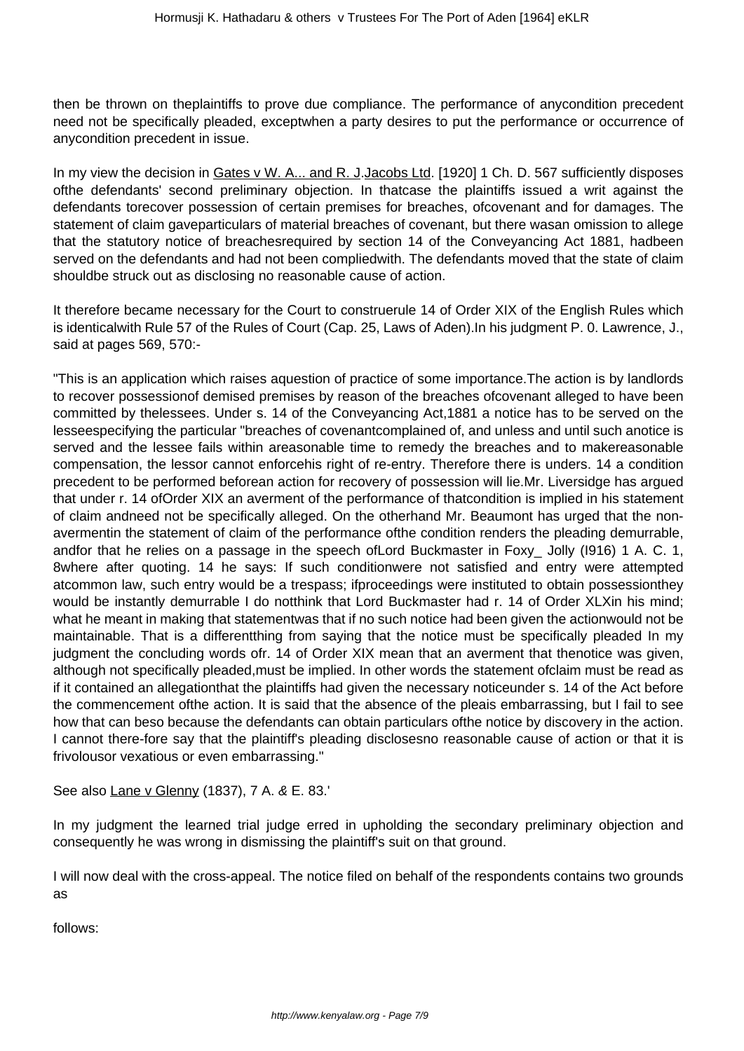then be thrown on theplaintiffs to prove due compliance. The performance of anycondition precedent need not be specifically pleaded, exceptwhen a party desires to put the performance or occurrence of anycondition precedent in issue.

In my view the decision in Gates v W. A... and R. J.Jacobs Ltd. [1920] 1 Ch. D. 567 sufficiently disposes ofthe defendants' second preliminary objection. In thatcase the plaintiffs issued a writ against the defendants torecover possession of certain premises for breaches, ofcovenant and for damages. The statement of claim gaveparticulars of material breaches of covenant, but there wasan omission to allege that the statutory notice of breachesrequired by section 14 of the Conveyancing Act 1881, hadbeen served on the defendants and had not been compliedwith. The defendants moved that the state of claim shouldbe struck out as disclosing no reasonable cause of action.

It therefore became necessary for the Court to construerule 14 of Order XIX of the English Rules which is identicalwith Rule 57 of the Rules of Court (Cap. 25, Laws of Aden).In his judgment P. 0. Lawrence, J., said at pages 569, 570:-

"This is an application which raises aquestion of practice of some importance.The action is by landlords to recover possessionof demised premises by reason of the breaches ofcovenant alleged to have been committed by thelessees. Under s. 14 of the Conveyancing Act,1881 a notice has to be served on the lesseespecifying the particular "breaches of covenantcomplained of, and unless and until such anotice is served and the lessee fails within areasonable time to remedy the breaches and to makereasonable compensation, the lessor cannot enforcehis right of re-entry. Therefore there is unders. 14 a condition precedent to be performed beforean action for recovery of possession will lie.Mr. Liversidge has argued that under r. 14 ofOrder XIX an averment of the performance of thatcondition is implied in his statement of claim andneed not be specifically alleged. On the otherhand Mr. Beaumont has urged that the non-avermentin the statement of claim of the performance ofthe condition renders the pleading demurrable, andfor that he relies on a passage in the speech ofLord Buckmaster in Foxy_ Jolly (I916) 1 A. C. 1, 8where after quoting. 14 he says: If such conditionwere not satisfied and entry were attempted atcommon law, such entry would be a trespass; ifproceedings were instituted to obtain possessionthey would be instantly demurrable I do notthink that Lord Buckmaster had r. 14 of Order XLXin his mind; what he meant in making that statementwas that if no such notice had been given the actionwould not be maintainable. That is a differentthing from saying that the notice must be specifically pleaded In my judgment the concluding words ofr. 14 of Order XIX mean that an averment that thenotice was given, although not specifically pleaded,must be implied. In other words the statement ofclaim must be read as if it contained an allegationthat the plaintiffs had given the necessary noticeunder s. 14 of the Act before the commencement ofthe action. It is said that the absence of the pleais embarrassing, but I fail to see how that can beso because the defendants can obtain particulars ofthe notice by discovery in the action. I cannot there-fore say that the plaintiff's pleading disclosesno reasonable cause of action or that it is frivolousor vexatious or even embarrassing."

See also Lane v Glenny (1837), 7 A. & E. 83.'

In my judgment the learned trial judge erred in upholding the secondary preliminary objection and consequently he was wrong in dismissing the plaintiff's suit on that ground.

I will now deal with the cross-appeal. The notice filed on behalf of the respondents contains two grounds as

follows: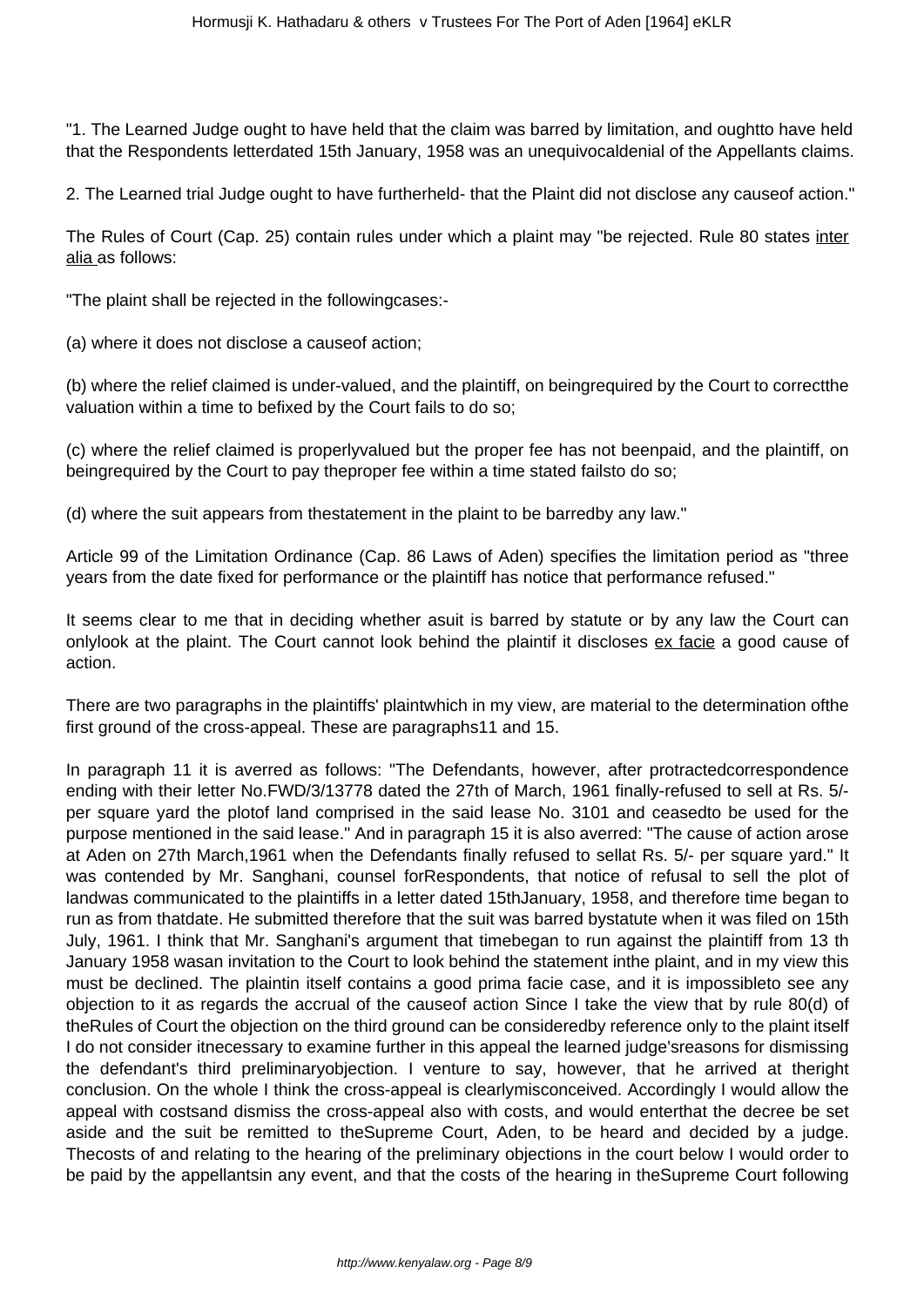"1. The Learned Judge ought to have held that the claim was barred by limitation, and oughtto have held that the Respondents letterdated 15th January, 1958 was an unequivocaldenial of the Appellants claims.

2. The Learned trial Judge ought to have furtherheld- that the Plaint did not disclose any causeof action."

The Rules of Court (Cap. 25) contain rules under which a plaint may "be rejected. Rule 80 states inter alia as follows:

"The plaint shall be rejected in the followingcases:-

(a) where it does not disclose a causeof action;

(b) where the relief claimed is under-valued, and the plaintiff, on beingrequired by the Court to correctthe valuation within a time to befixed by the Court fails to do so;

(c) where the relief claimed is properlyvalued but the proper fee has not beenpaid, and the plaintiff, on beingrequired by the Court to pay theproper fee within a time stated failsto do so;

(d) where the suit appears from thestatement in the plaint to be barredby any law."

Article 99 of the Limitation Ordinance (Cap. 86 Laws of Aden) specifies the limitation period as "three years from the date fixed for performance or the plaintiff has notice that performance refused."

It seems clear to me that in deciding whether asuit is barred by statute or by any law the Court can onlylook at the plaint. The Court cannot look behind the plaintif it discloses ex facie a good cause of action.

There are two paragraphs in the plaintiffs' plaintwhich in my view, are material to the determination ofthe first ground of the cross-appeal. These are paragraphs11 and 15.

In paragraph 11 it is averred as follows: "The Defendants, however, after protractedcorrespondence ending with their letter No.FWD/3/13778 dated the 27th of March, 1961 finally-refused to sell at Rs. 5/- per square yard the plotof land comprised in the said lease No. 3101 and ceasedto be used for the purpose mentioned in the said lease." And in paragraph 15 it is also averred: "The cause of action arose at Aden on 27th March,1961 when the Defendants finally refused to sellat Rs. 5/- per square yard." It was contended by Mr. Sanghani, counsel forRespondents, that notice of refusal to sell the plot of landwas communicated to the plaintiffs in a letter dated 15thJanuary, 1958, and therefore time began to run as from thatdate. He submitted therefore that the suit was barred bystatute when it was filed on 15th July, 1961. I think that Mr. Sanghani's argument that timebegan to run against the plaintiff from 13 th January 1958 wasan invitation to the Court to look behind the statement inthe plaint, and in my view this must be declined. The plaintin itself contains a good prima facie case, and it is impossibleto see any objection to it as regards the accrual of the causeof action Since I take the view that by rule 80(d) of theRules of Court the objection on the third ground can be consideredby reference only to the plaint itself I do not consider itnecessary to examine further in this appeal the learned judge'sreasons for dismissing the defendant's third preliminaryobjection. I venture to say, however, that he arrived at theright conclusion. On the whole I think the cross-appeal is clearlymisconceived. Accordingly I would allow the appeal with costsand dismiss the cross-appeal also with costs, and would enterthat the decree be set aside and the suit be remitted to theSupreme Court, Aden, to be heard and decided by a judge. Thecosts of and relating to the hearing of the preliminary objections in the court below I would order to be paid by the appellantsin any event, and that the costs of the hearing in theSupreme Court following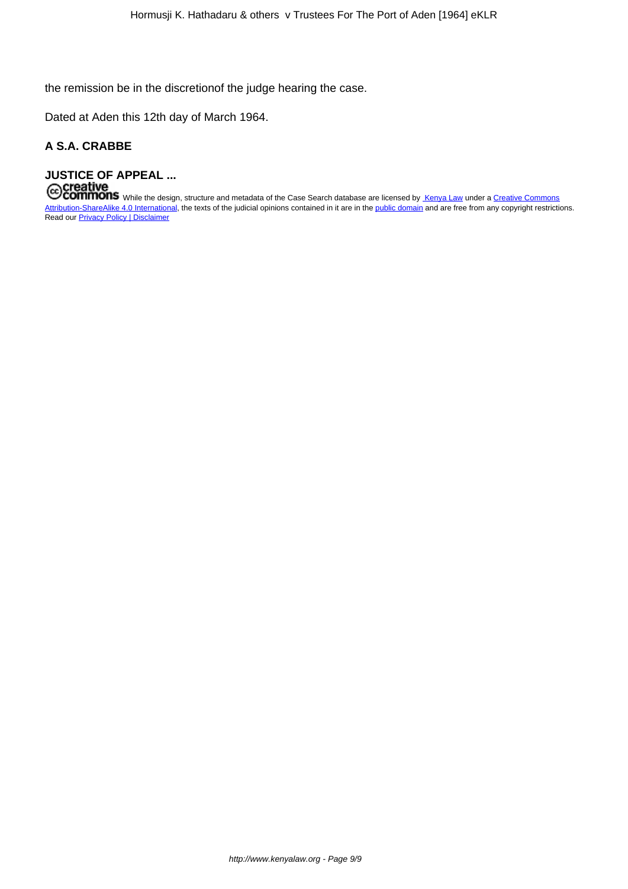the remission be in the discretionof the judge hearing the case.

Dated at Aden this 12th day of March 1964.

**A S.A. CRABBE**

**JUSTICE OF APPEAL ...**

While the design, structure and metadata of the Case Search database are licensed by Kenya Law under a Creative Commons Attribution-ShareAlike 4.0 International, the texts of the judicial opinions contained in it are in the public domain and are free from any copyright restrictions. Read our Privacy Policy | Disclaimer